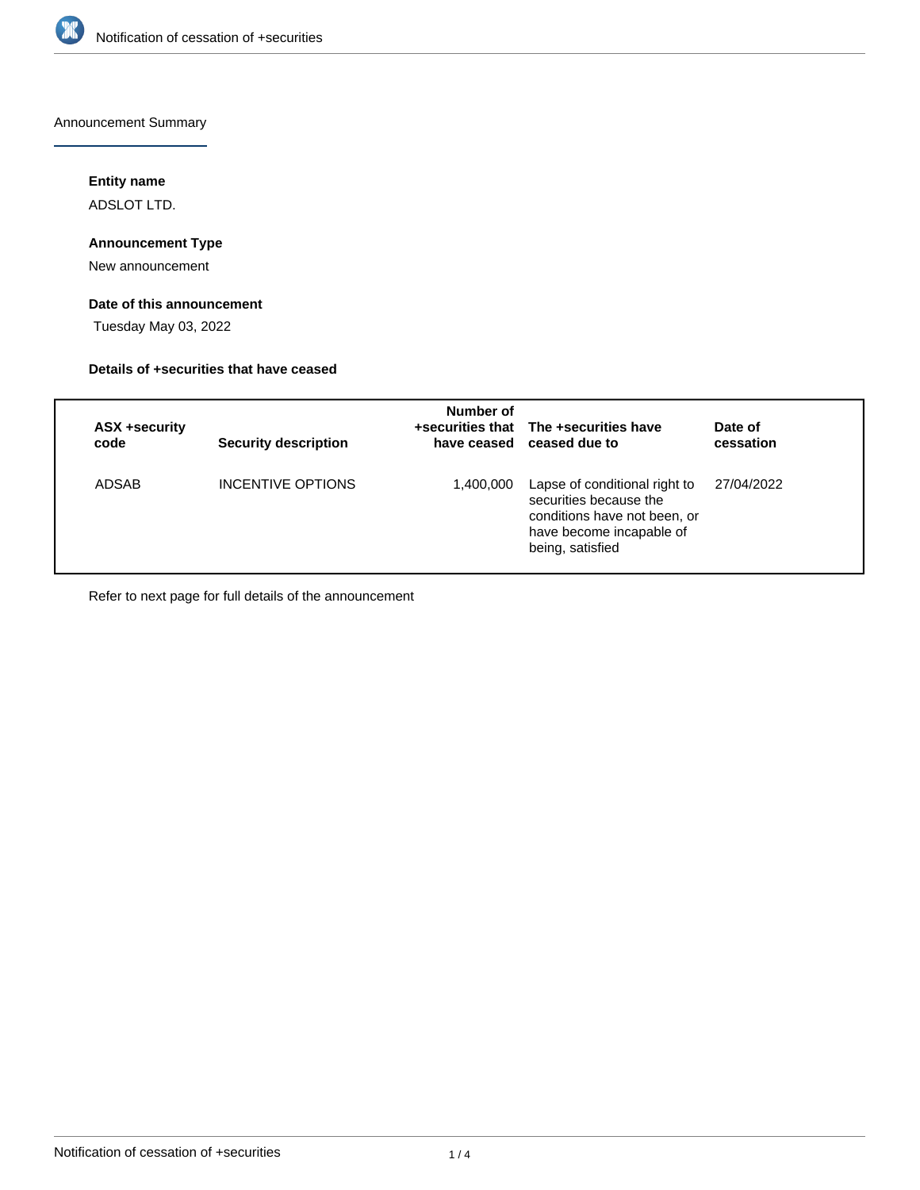# Notification of cessation of +securities

## Announcement Summary

### Entity name

ADSLOT LTD.

### Announcement Type

New announcement

### Date of this announcement

Tuesday May 03, 2022

### Details of +securities that have ceased

| ASX +security code | Security description | Number of +securities that have ceased | The +securities have ceased due to | Date of cessation |
|---|---|---|---|---|
| ADSAB | INCENTIVE OPTIONS | 1,400,000 | Lapse of conditional right to securities because the conditions have not been, or have become incapable of being, satisfied | 27/04/2022 |

Refer to next page for full details of the announcement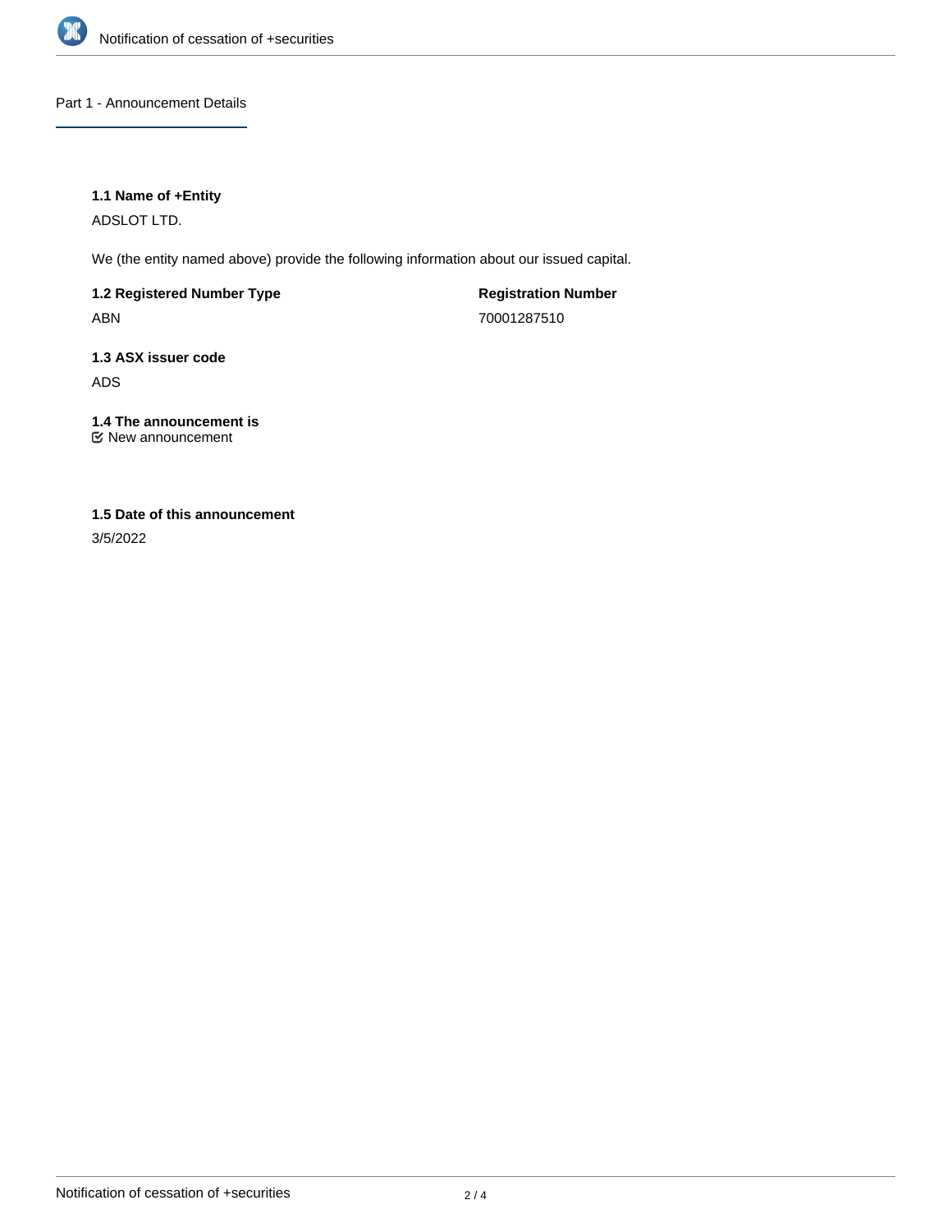## Part 1 - Announcement Details

**1.1 Name of +Entity**

ADSLOT LTD.

We (the entity named above) provide the following information about our issued capital.

**1.2 Registered Number Type**

ABN

**Registration Number**

70001287510

**1.3 ASX issuer code**

ADS

**1.4 The announcement is**

New announcement

**1.5 Date of this announcement**

3/5/2022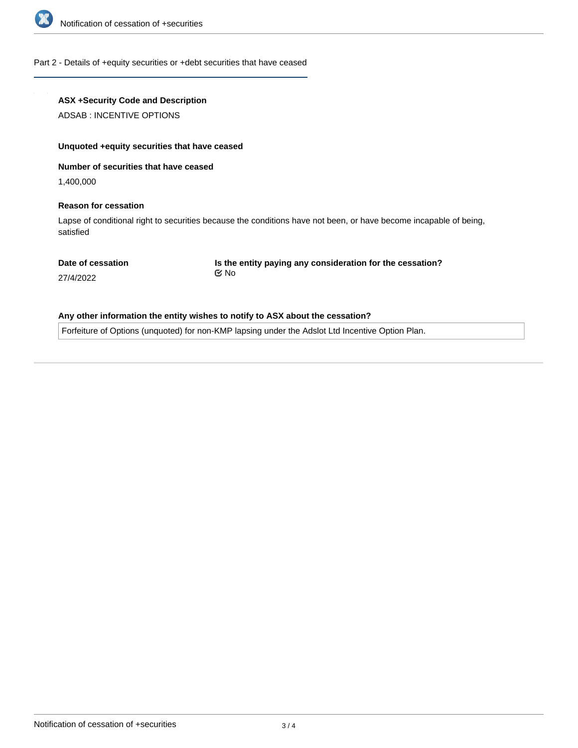## Part 2 - Details of +equity securities or +debt securities that have ceased

**ASX +Security Code and Description**

ADSAB : INCENTIVE OPTIONS

**Unquoted +equity securities that have ceased**

**Number of securities that have ceased**

1,400,000

**Reason for cessation**

Lapse of conditional right to securities because the conditions have not been, or have become incapable of being, satisfied

**Date of cessation**

27/4/2022

**Is the entity paying any consideration for the cessation?**

☑ No

**Any other information the entity wishes to notify to ASX about the cessation?**

Forfeiture of Options (unquoted) for non-KMP lapsing under the Adslot Ltd Incentive Option Plan.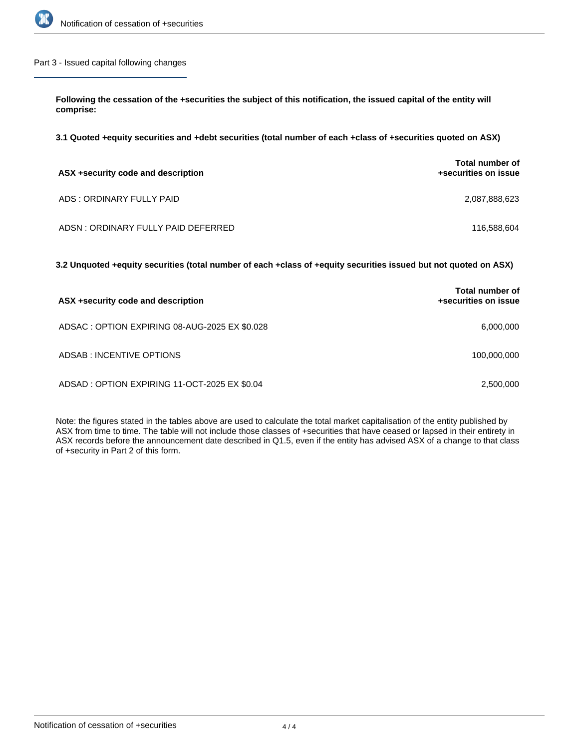## Part 3 - Issued capital following changes

**Following the cessation of the +securities the subject of this notification, the issued capital of the entity will comprise:**

**3.1 Quoted +equity securities and +debt securities (total number of each +class of +securities quoted on ASX)**

| ASX +security code and description | Total number of +securities on issue |
|---|---|
| ADS : ORDINARY FULLY PAID | 2,087,888,623 |
| ADSN : ORDINARY FULLY PAID DEFERRED | 116,588,604 |

**3.2 Unquoted +equity securities (total number of each +class of +equity securities issued but not quoted on ASX)**

| ASX +security code and description | Total number of +securities on issue |
|---|---|
| ADSAC : OPTION EXPIRING 08-AUG-2025 EX $0.028 | 6,000,000 |
| ADSAB : INCENTIVE OPTIONS | 100,000,000 |
| ADSAD : OPTION EXPIRING 11-OCT-2025 EX $0.04 | 2,500,000 |

Note: the figures stated in the tables above are used to calculate the total market capitalisation of the entity published by ASX from time to time. The table will not include those classes of +securities that have ceased or lapsed in their entirety in ASX records before the announcement date described in Q1.5, even if the entity has advised ASX of a change to that class of +security in Part 2 of this form.